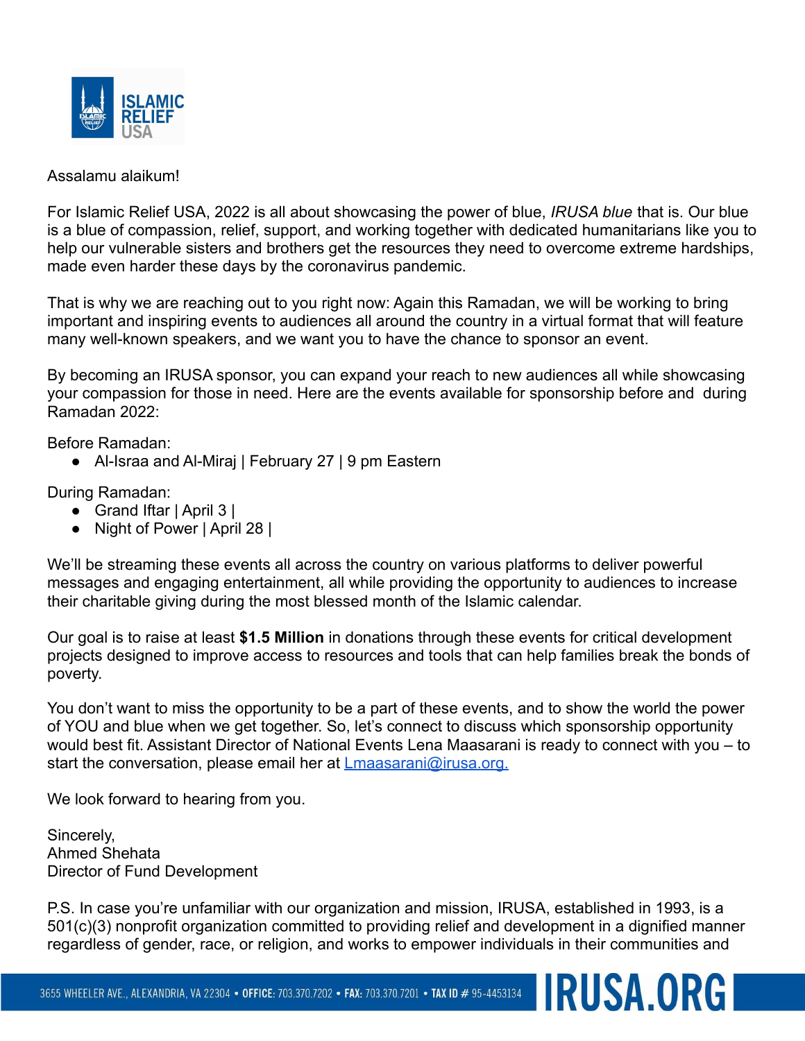Assalamu alaikum!

For Islamic Relief USA, 2022 is all about showcasing the power of blue, *IRUSA blue* that is. Our blue is a blue of compassion, relief, support, and working together with dedicated humanitarians like you to help our vulnerable sisters and brothers get the resources they need to overcome extreme hardships, made even harder these days by the coronavirus pandemic.

That is why we are reaching out to you right now: Again this Ramadan, we will be working to bring important and inspiring events to audiences all around the country in a virtual format that will feature many well-known speakers, and we want you to have the chance to sponsor an event.

By becoming an IRUSA sponsor, you can expand your reach to new audiences all while showcasing your compassion for those in need. Here are the events available for sponsorship before and during Ramadan 2022:

Before Ramadan:

- Al-Israa and Al-Miraj | February 27 | 9 pm Eastern

During Ramadan:

- Grand Iftar | April 3 |
- Night of Power | April 28 |

We'll be streaming these events all across the country on various platforms to deliver powerful messages and engaging entertainment, all while providing the opportunity to audiences to increase their charitable giving during the most blessed month of the Islamic calendar.

Our goal is to raise at least **$1.5 Million** in donations through these events for critical development projects designed to improve access to resources and tools that can help families break the bonds of poverty.

You don't want to miss the opportunity to be a part of these events, and to show the world the power of YOU and blue when we get together. So, let's connect to discuss which sponsorship opportunity would best fit. Assistant Director of National Events Lena Maasarani is ready to connect with you – to start the conversation, please email her at Lmaasarani@irusa.org.

We look forward to hearing from you.

Sincerely,
Ahmed Shehata
Director of Fund Development

P.S. In case you're unfamiliar with our organization and mission, IRUSA, established in 1993, is a 501(c)(3) nonprofit organization committed to providing relief and development in a dignified manner regardless of gender, race, or religion, and works to empower individuals in their communities and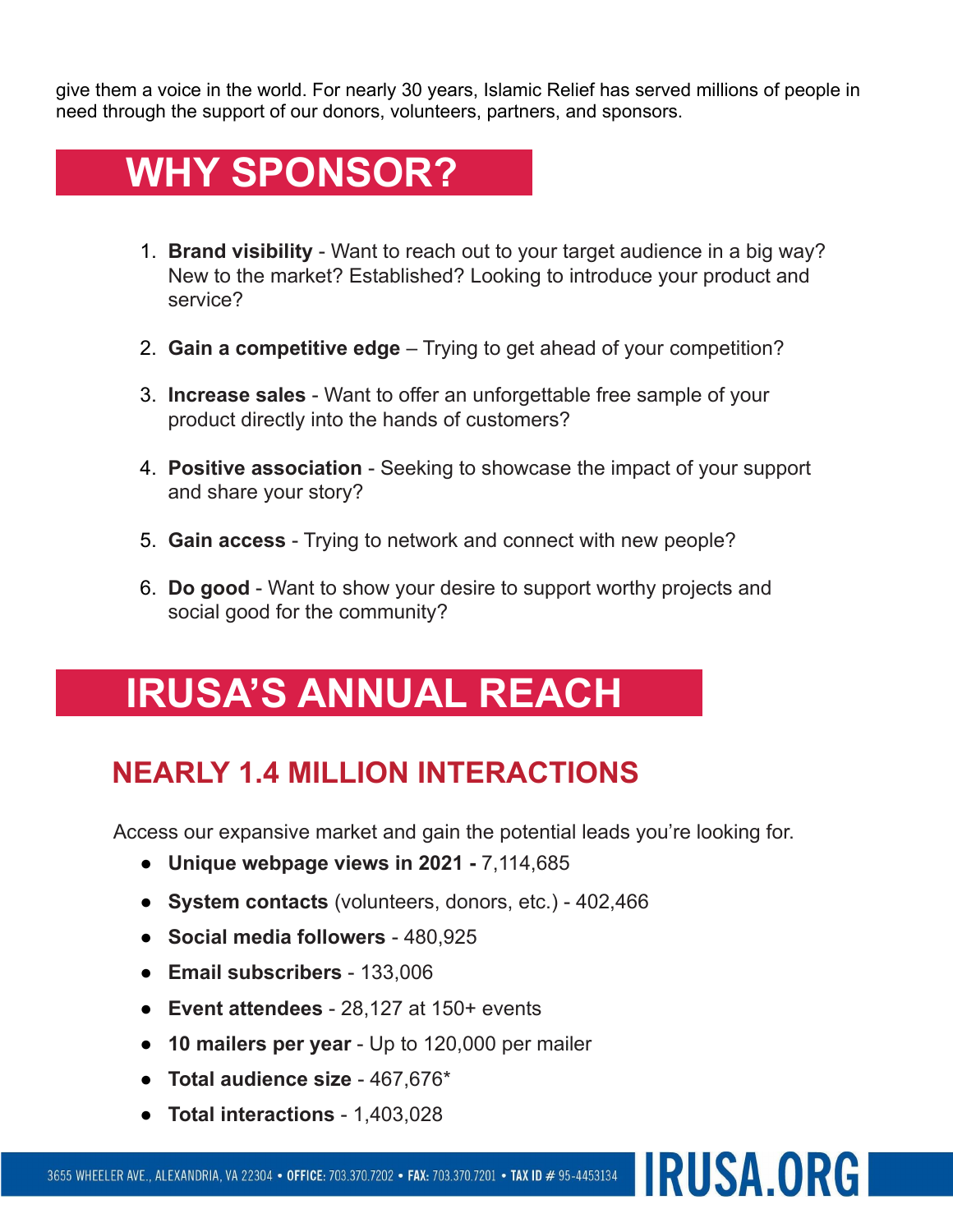give them a voice in the world. For nearly 30 years, Islamic Relief has served millions of people in need through the support of our donors, volunteers, partners, and sponsors.

# WHY SPONSOR?

1. **Brand visibility** - Want to reach out to your target audience in a big way? New to the market? Established? Looking to introduce your product and service?
2. **Gain a competitive edge** – Trying to get ahead of your competition?
3. **Increase sales** - Want to offer an unforgettable free sample of your product directly into the hands of customers?
4. **Positive association** - Seeking to showcase the impact of your support and share your story?
5. **Gain access** - Trying to network and connect with new people?
6. **Do good** - Want to show your desire to support worthy projects and social good for the community?

# IRUSA'S ANNUAL REACH

## NEARLY 1.4 MILLION INTERACTIONS

Access our expansive market and gain the potential leads you're looking for.

- **Unique webpage views in 2021 -** 7,114,685
- **System contacts** (volunteers, donors, etc.) - 402,466
- **Social media followers** - 480,925
- **Email subscribers** - 133,006
- **Event attendees** - 28,127 at 150+ events
- **10 mailers per year** - Up to 120,000 per mailer
- **Total audience size** - 467,676*
- **Total interactions** - 1,403,028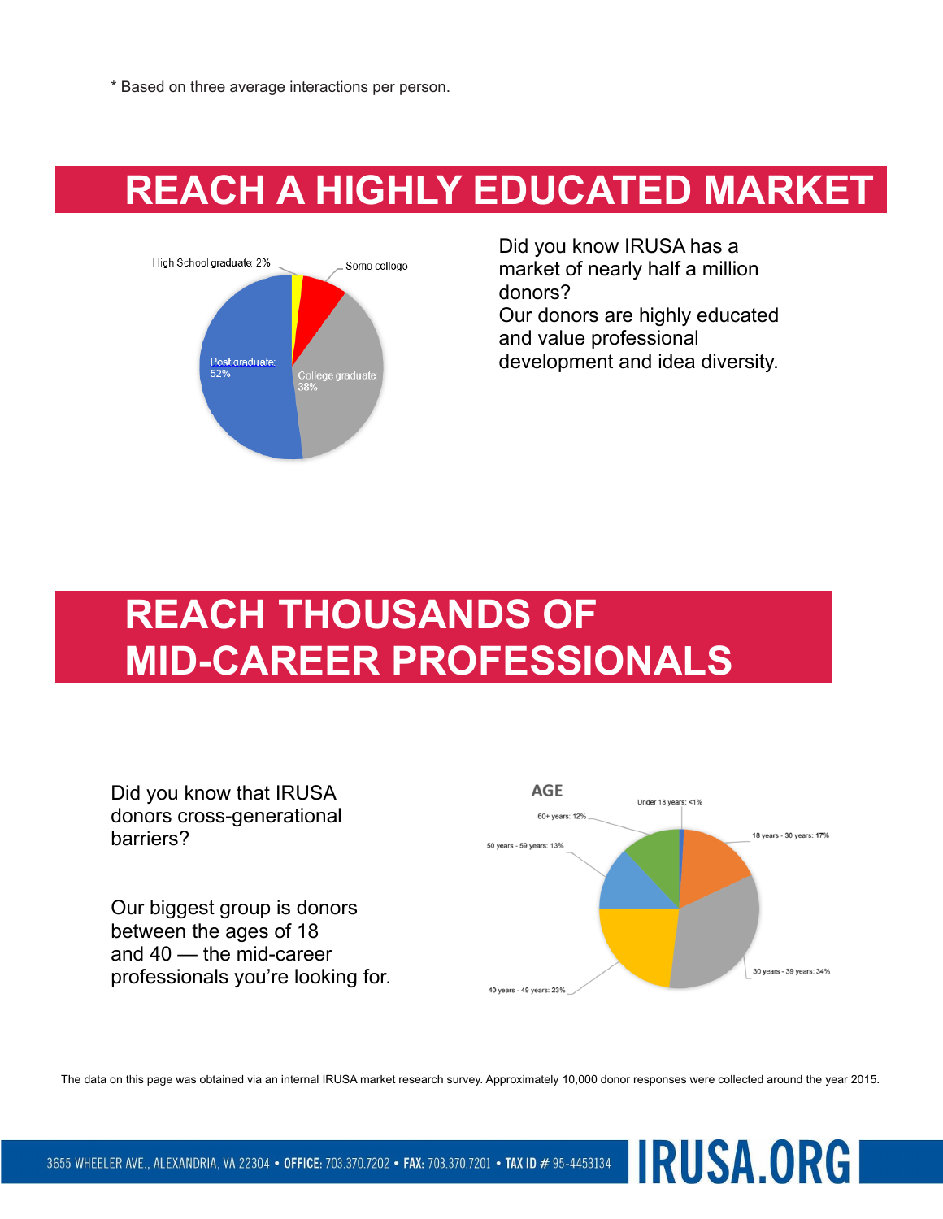* Based on three average interactions per person.

# REACH A HIGHLY EDUCATED MARKET

High School graduate 2%

Some college

Post graduate 52%

College graduate 38%

Did you know IRUSA has a market of nearly half a million donors?
Our donors are highly educated and value professional development and idea diversity.

# REACH THOUSANDS OF MID-CAREER PROFESSIONALS

Did you know that IRUSA donors cross-generational barriers?

Our biggest group is donors between the ages of 18 and 40 — the mid-career professionals you're looking for.

AGE

Under 18 years: <1%

60+ years: 12%

18 years - 30 years: 17%

50 years - 59 years: 13%

30 years - 39 years: 34%

40 years - 49 years: 23%

The data on this page was obtained via an internal IRUSA market research survey. Approximately 10,000 donor responses were collected around the year 2015.

3655 WHEELER AVE., ALEXANDRIA, VA 22304 • **OFFICE:** 703.370.7202 • **FAX:** 703.370.7201 • **TAX ID #** 95-4453134 **IRUSA.ORG**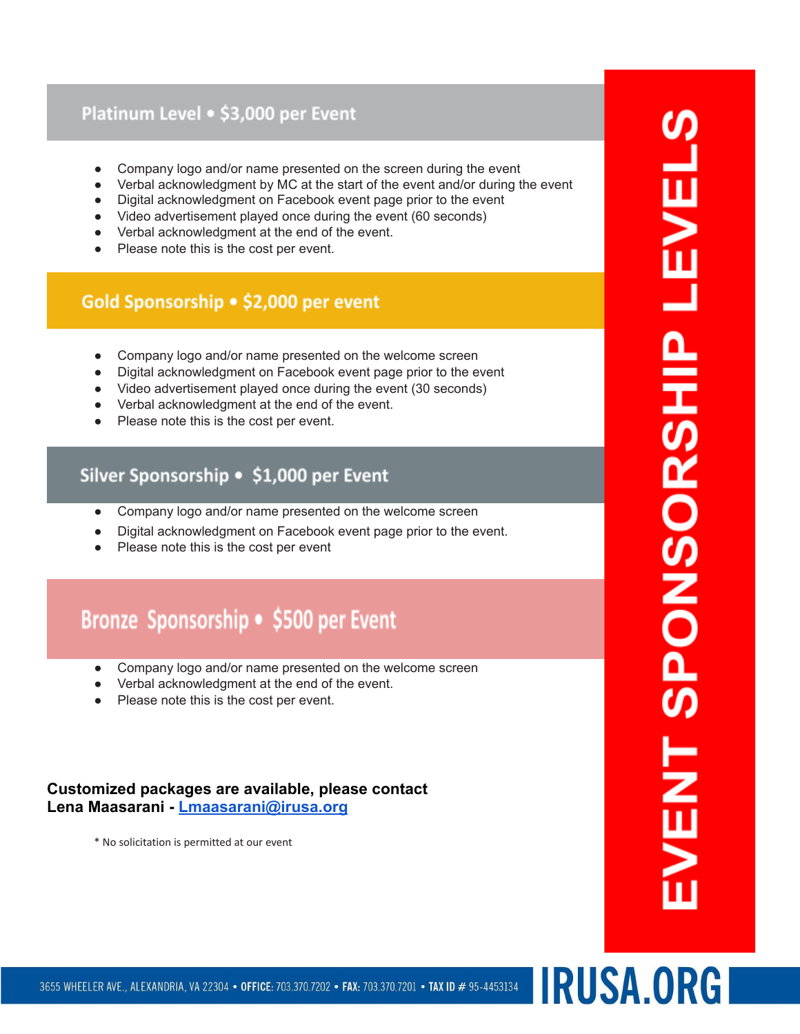# EVENT SPONSORSHIP LEVELS

## Platinum Level • $3,000 per Event

- Company logo and/or name presented on the screen during the event
- Verbal acknowledgment by MC at the start of the event and/or during the event
- Digital acknowledgment on Facebook event page prior to the event
- Video advertisement played once during the event (60 seconds)
- Verbal acknowledgment at the end of the event.
- Please note this is the cost per event.

## Gold Sponsorship • $2,000 per event

- Company logo and/or name presented on the welcome screen
- Digital acknowledgment on Facebook event page prior to the event
- Video advertisement played once during the event (30 seconds)
- Verbal acknowledgment at the end of the event.
- Please note this is the cost per event.

## Silver Sponsorship • $1,000 per Event

- Company logo and/or name presented on the welcome screen
- Digital acknowledgment on Facebook event page prior to the event.
- Please note this is the cost per event

## Bronze Sponsorship • $500 per Event

- Company logo and/or name presented on the welcome screen
- Verbal acknowledgment at the end of the event.
- Please note this is the cost per event.

**Customized packages are available, please contact Lena Maasarani - [Lmaasarani@irusa.org](mailto:Lmaasarani@irusa.org)**

* No solicitation is permitted at our event

3655 WHEELER AVE., ALEXANDRIA, VA 22304 • **OFFICE:** 703.370.7202 • **FAX:** 703.370.7201 • **TAX ID #** 95-4453134 **IRUSA.ORG**